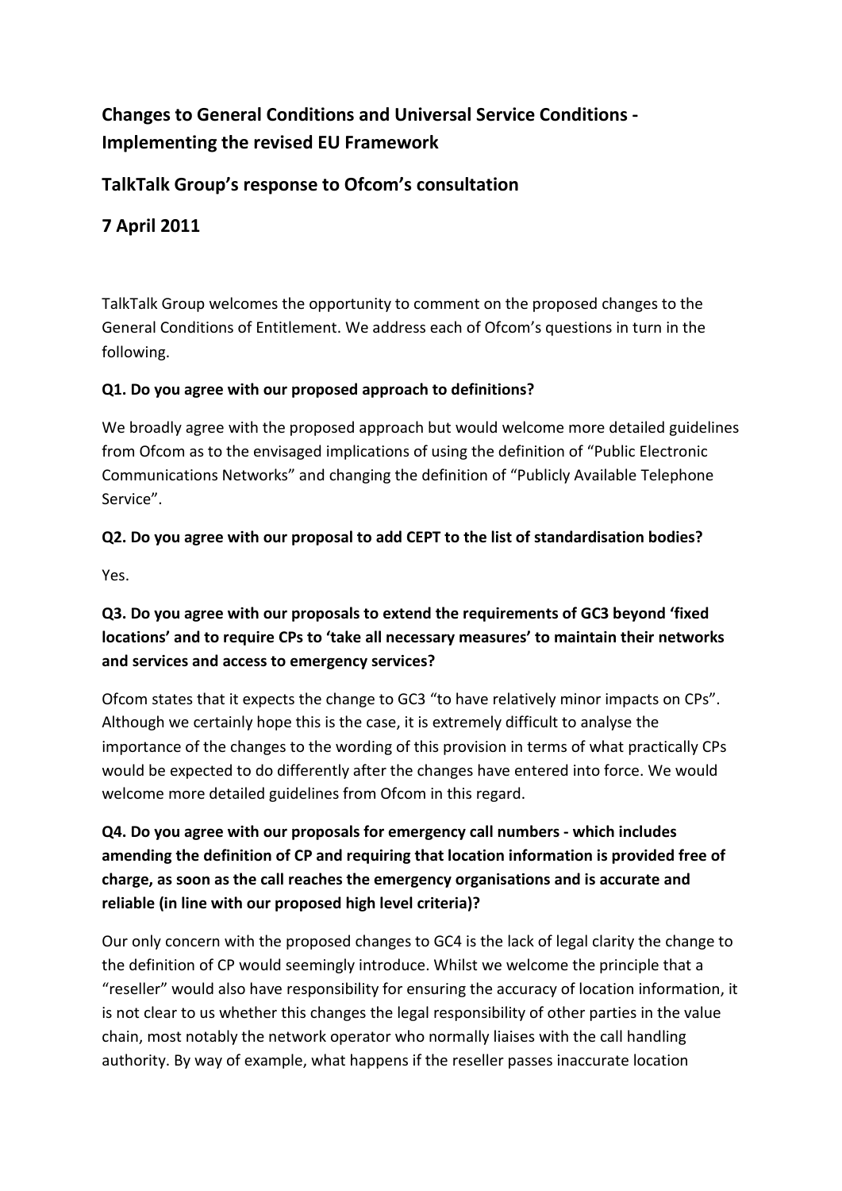# Changes to General Conditions and Universal Service Conditions - Implementing the revised EU Framework

## TalkTalk Group's response to Ofcom's consultation

## 7 April 2011

TalkTalk Group welcomes the opportunity to comment on the proposed changes to the General Conditions of Entitlement. We address each of Ofcom's questions in turn in the following.

**Q1. Do you agree with our proposed approach to definitions?**

We broadly agree with the proposed approach but would welcome more detailed guidelines from Ofcom as to the envisaged implications of using the definition of "Public Electronic Communications Networks" and changing the definition of "Publicly Available Telephone Service".

**Q2. Do you agree with our proposal to add CEPT to the list of standardisation bodies?**

Yes.

**Q3. Do you agree with our proposals to extend the requirements of GC3 beyond 'fixed locations' and to require CPs to 'take all necessary measures' to maintain their networks and services and access to emergency services?**

Ofcom states that it expects the change to GC3 "to have relatively minor impacts on CPs". Although we certainly hope this is the case, it is extremely difficult to analyse the importance of the changes to the wording of this provision in terms of what practically CPs would be expected to do differently after the changes have entered into force. We would welcome more detailed guidelines from Ofcom in this regard.

**Q4. Do you agree with our proposals for emergency call numbers - which includes amending the definition of CP and requiring that location information is provided free of charge, as soon as the call reaches the emergency organisations and is accurate and reliable (in line with our proposed high level criteria)?**

Our only concern with the proposed changes to GC4 is the lack of legal clarity the change to the definition of CP would seemingly introduce. Whilst we welcome the principle that a "reseller" would also have responsibility for ensuring the accuracy of location information, it is not clear to us whether this changes the legal responsibility of other parties in the value chain, most notably the network operator who normally liaises with the call handling authority. By way of example, what happens if the reseller passes inaccurate location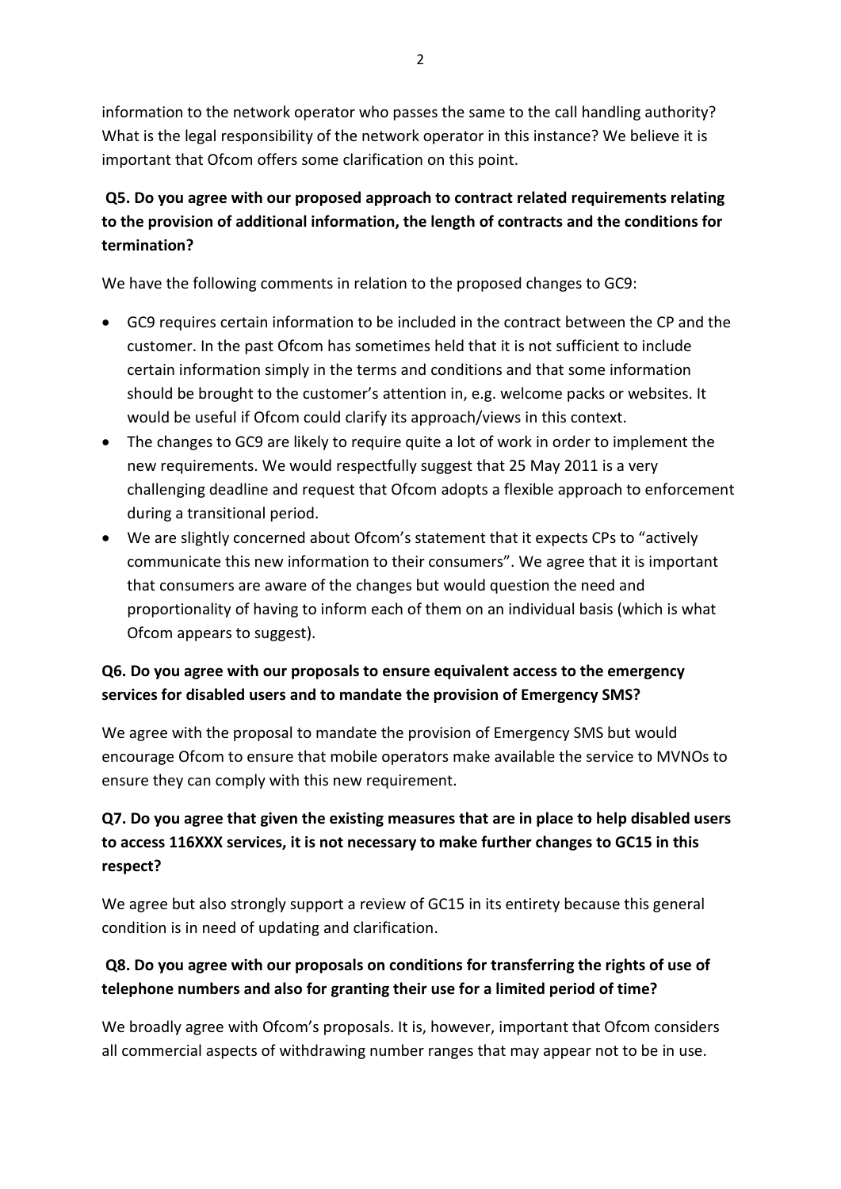information to the network operator who passes the same to the call handling authority? What is the legal responsibility of the network operator in this instance? We believe it is important that Ofcom offers some clarification on this point.

**Q5. Do you agree with our proposed approach to contract related requirements relating to the provision of additional information, the length of contracts and the conditions for termination?**

We have the following comments in relation to the proposed changes to GC9:

- GC9 requires certain information to be included in the contract between the CP and the customer. In the past Ofcom has sometimes held that it is not sufficient to include certain information simply in the terms and conditions and that some information should be brought to the customer's attention in, e.g. welcome packs or websites. It would be useful if Ofcom could clarify its approach/views in this context.
- The changes to GC9 are likely to require quite a lot of work in order to implement the new requirements. We would respectfully suggest that 25 May 2011 is a very challenging deadline and request that Ofcom adopts a flexible approach to enforcement during a transitional period.
- We are slightly concerned about Ofcom's statement that it expects CPs to "actively communicate this new information to their consumers". We agree that it is important that consumers are aware of the changes but would question the need and proportionality of having to inform each of them on an individual basis (which is what Ofcom appears to suggest).

**Q6. Do you agree with our proposals to ensure equivalent access to the emergency services for disabled users and to mandate the provision of Emergency SMS?**

We agree with the proposal to mandate the provision of Emergency SMS but would encourage Ofcom to ensure that mobile operators make available the service to MVNOs to ensure they can comply with this new requirement.

**Q7. Do you agree that given the existing measures that are in place to help disabled users to access 116XXX services, it is not necessary to make further changes to GC15 in this respect?**

We agree but also strongly support a review of GC15 in its entirety because this general condition is in need of updating and clarification.

**Q8. Do you agree with our proposals on conditions for transferring the rights of use of telephone numbers and also for granting their use for a limited period of time?**

We broadly agree with Ofcom's proposals. It is, however, important that Ofcom considers all commercial aspects of withdrawing number ranges that may appear not to be in use.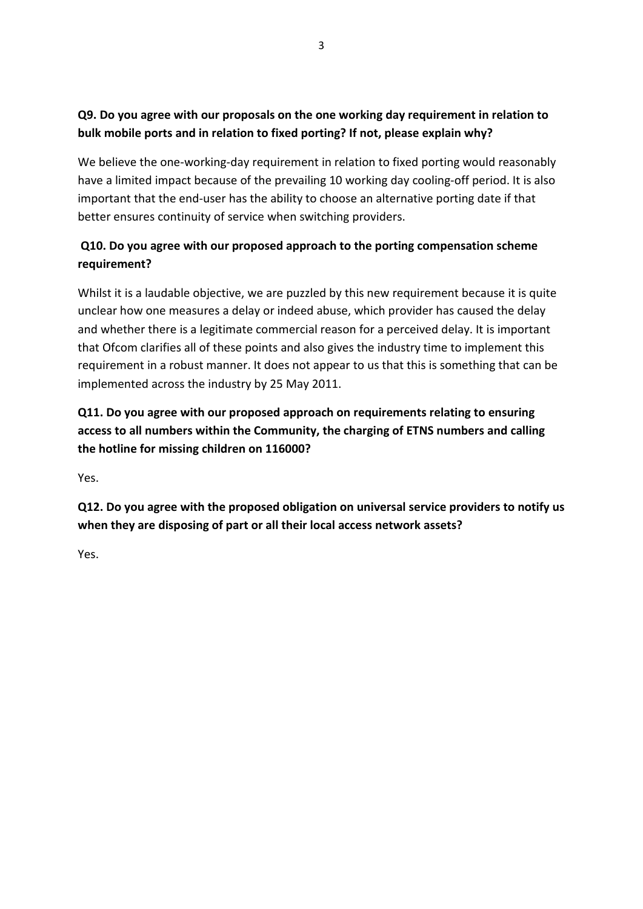**Q9. Do you agree with our proposals on the one working day requirement in relation to bulk mobile ports and in relation to fixed porting? If not, please explain why?**

We believe the one-working-day requirement in relation to fixed porting would reasonably have a limited impact because of the prevailing 10 working day cooling-off period. It is also important that the end-user has the ability to choose an alternative porting date if that better ensures continuity of service when switching providers.

**Q10. Do you agree with our proposed approach to the porting compensation scheme requirement?**

Whilst it is a laudable objective, we are puzzled by this new requirement because it is quite unclear how one measures a delay or indeed abuse, which provider has caused the delay and whether there is a legitimate commercial reason for a perceived delay. It is important that Ofcom clarifies all of these points and also gives the industry time to implement this requirement in a robust manner. It does not appear to us that this is something that can be implemented across the industry by 25 May 2011.

**Q11. Do you agree with our proposed approach on requirements relating to ensuring access to all numbers within the Community, the charging of ETNS numbers and calling the hotline for missing children on 116000?**

Yes.

**Q12. Do you agree with the proposed obligation on universal service providers to notify us when they are disposing of part or all their local access network assets?**

Yes.